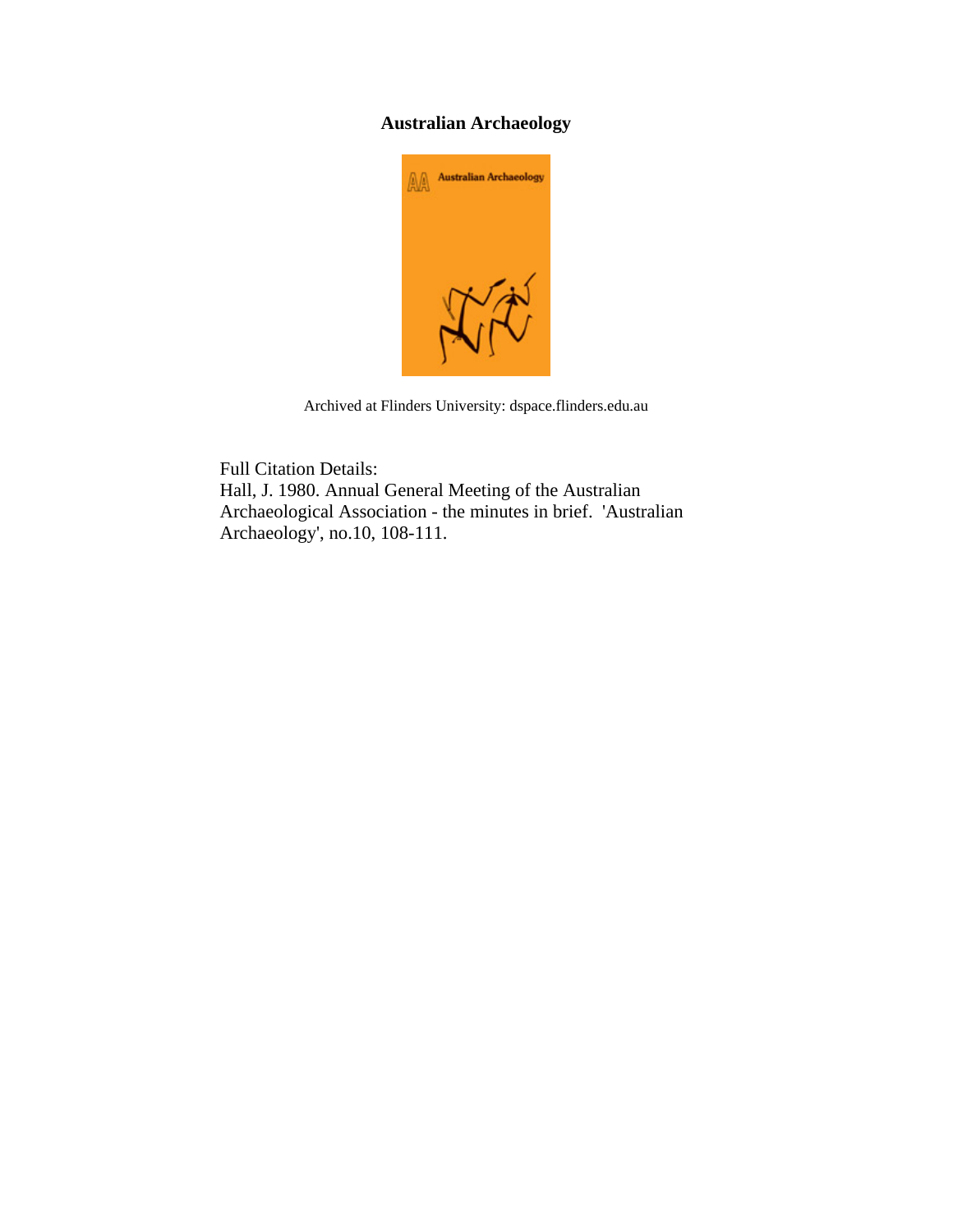**Australian Archaeology**

Archived at Flinders University: dspace.flinders.edu.au

Full Citation Details:
Hall, J. 1980. Annual General Meeting of the Australian Archaeological Association - the minutes in brief. 'Australian Archaeology', no.10, 108-111.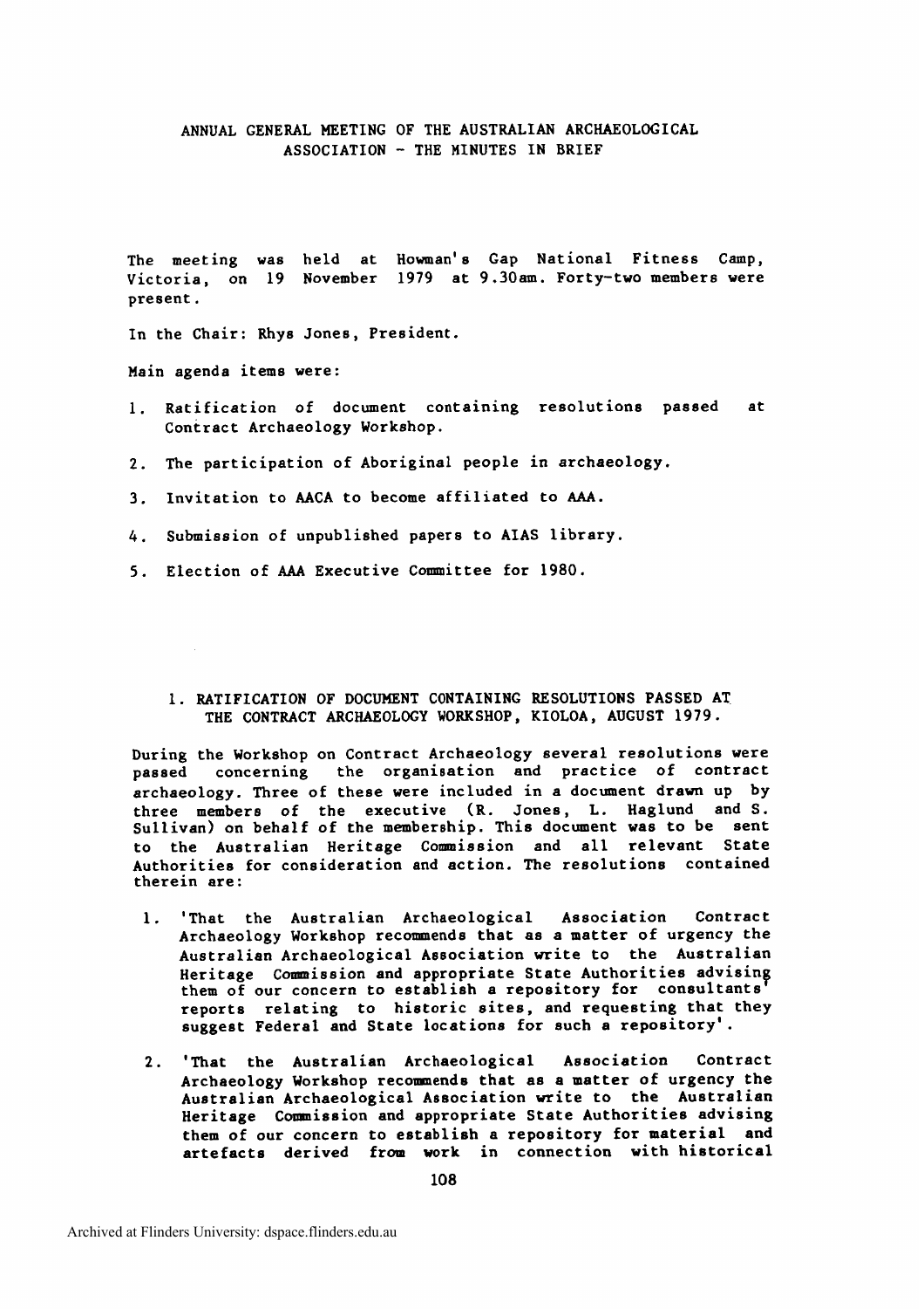# ANNUAL GENERAL MEETING OF THE AUSTRALIAN ARCHAEOLOGICAL ASSOCIATION - THE MINUTES IN BRIEF

The meeting was held at Howman's Gap National Fitness Camp, Victoria, on 19 November 1979 at 9.30am. Forty-two members were present.

In the Chair: Rhys Jones, President.

Main agenda items were:

1. Ratification of document containing resolutions passed at Contract Archaeology Workshop.
2. The participation of Aboriginal people in archaeology.
3. Invitation to AACA to become affiliated to AAA.
4. Submission of unpublished papers to AIAS library.
5. Election of AAA Executive Committee for 1980.

## 1. RATIFICATION OF DOCUMENT CONTAINING RESOLUTIONS PASSED AT THE CONTRACT ARCHAEOLOGY WORKSHOP, KIOLOA, AUGUST 1979.

During the Workshop on Contract Archaeology several resolutions were passed concerning the organisation and practice of contract archaeology. Three of these were included in a document drawn up by three members of the executive (R. Jones, L. Haglund and S. Sullivan) on behalf of the membership. This document was to be sent to the Australian Heritage Commission and all relevant State Authorities for consideration and action. The resolutions contained therein are:

1. 'That the Australian Archaeological Association Contract Archaeology Workshop recommends that as a matter of urgency the Australian Archaeological Association write to the Australian Heritage Commission and appropriate State Authorities advising them of our concern to establish a repository for consultants' reports relating to historic sites, and requesting that they suggest Federal and State locations for such a repository'.
2. 'That the Australian Archaeological Association Contract Archaeology Workshop recommends that as a matter of urgency the Australian Archaeological Association write to the Australian Heritage Commission and appropriate State Authorities advising them of our concern to establish a repository for material and artefacts derived from work in connection with historical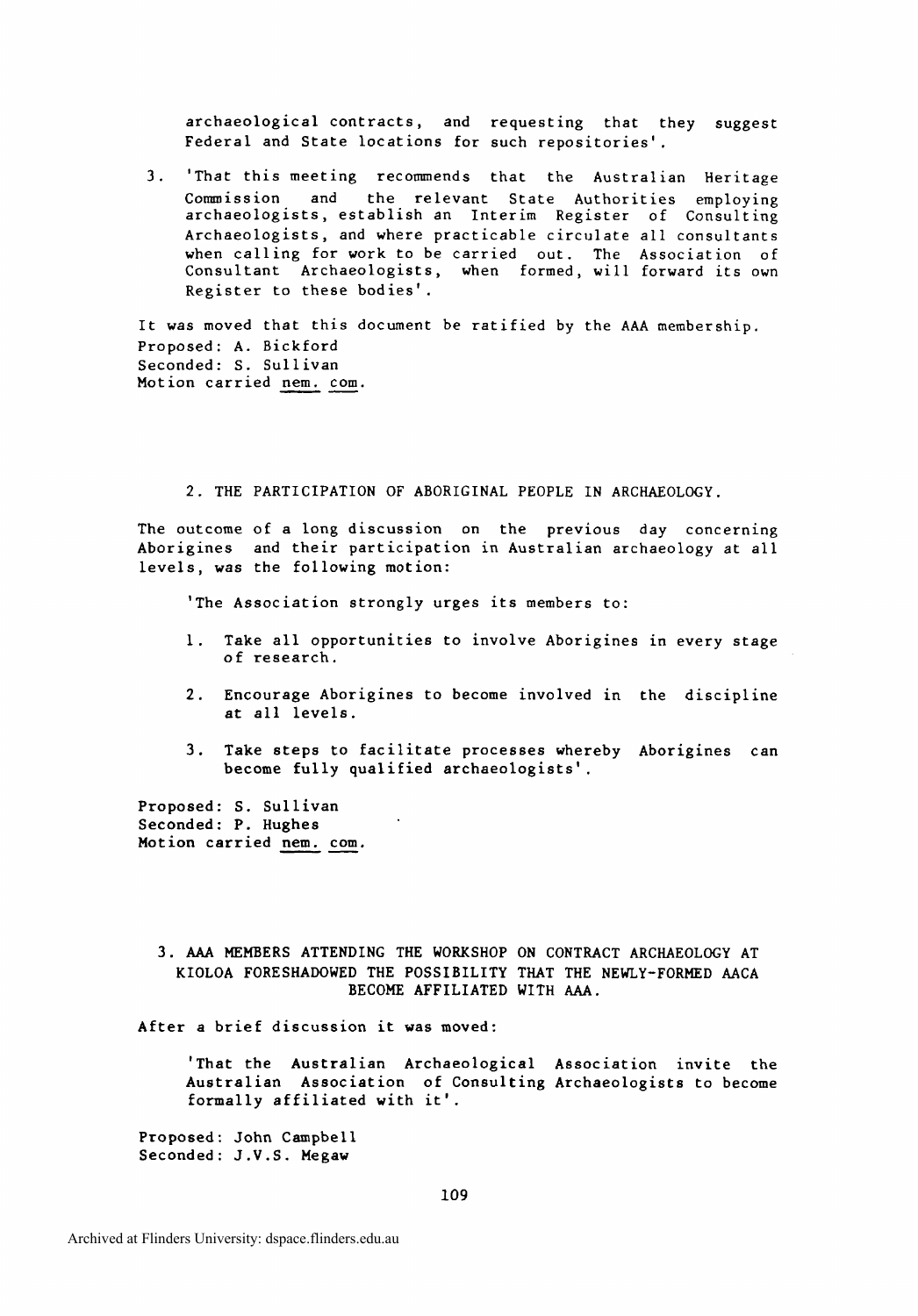archaeological contracts, and requesting that they suggest Federal and State locations for such repositories'.

3. 'That this meeting recommends that the Australian Heritage Commission and the relevant State Authorities employing archaeologists, establish an Interim Register of Consulting Archaeologists, and where practicable circulate all consultants when calling for work to be carried out. The Association of Consultant Archaeologists, when formed, will forward its own Register to these bodies'.

It was moved that this document be ratified by the AAA membership.
Proposed: A. Bickford
Seconded: S. Sullivan
Motion carried nem. com.

## 2. THE PARTICIPATION OF ABORIGINAL PEOPLE IN ARCHAEOLOGY.

The outcome of a long discussion on the previous day concerning Aborigines and their participation in Australian archaeology at all levels, was the following motion:

'The Association strongly urges its members to:

1. Take all opportunities to involve Aborigines in every stage of research.

2. Encourage Aborigines to become involved in the discipline at all levels.

3. Take steps to facilitate processes whereby Aborigines can become fully qualified archaeologists'.

Proposed: S. Sullivan
Seconded: P. Hughes
Motion carried nem. com.

## 3. AAA MEMBERS ATTENDING THE WORKSHOP ON CONTRACT ARCHAEOLOGY AT KIOLOA FORESHADOWED THE POSSIBILITY THAT THE NEWLY-FORMED AACA BECOME AFFILIATED WITH AAA.

After a brief discussion it was moved:

'That the Australian Archaeological Association invite the Australian Association of Consulting Archaeologists to become formally affiliated with it'.

Proposed: John Campbell
Seconded: J.V.S. Megaw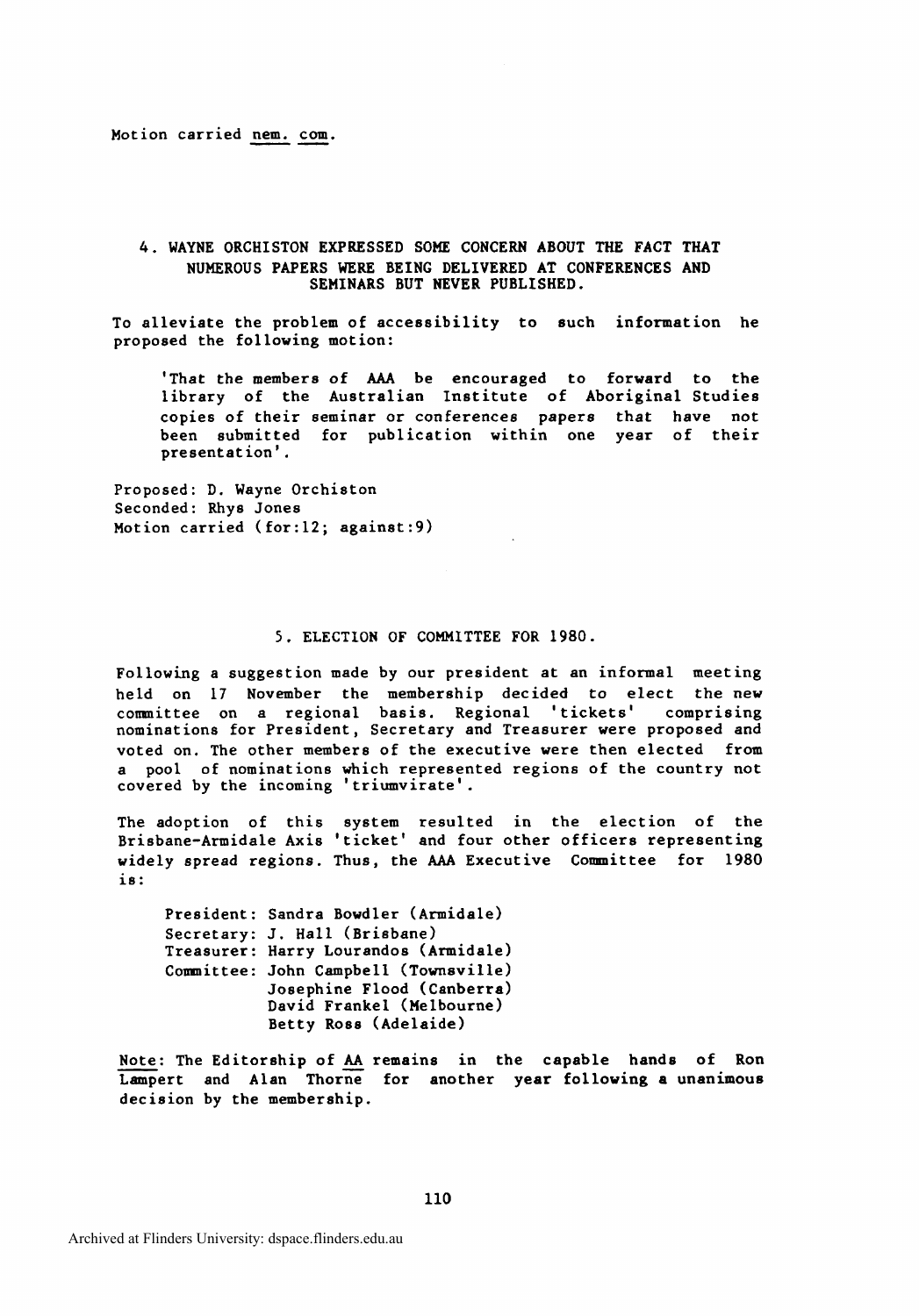Motion carried _nem. com_.

## 4. WAYNE ORCHISTON EXPRESSED SOME CONCERN ABOUT THE FACT THAT NUMEROUS PAPERS WERE BEING DELIVERED AT CONFERENCES AND SEMINARS BUT NEVER PUBLISHED.

To alleviate the problem of accessibility to such information he proposed the following motion:

> 'That the members of AAA be encouraged to forward to the library of the Australian Institute of Aboriginal Studies copies of their seminar or conferences papers that have not been submitted for publication within one year of their presentation'.

Proposed: D. Wayne Orchiston
Seconded: Rhys Jones
Motion carried (for:12; against:9)

## 5. ELECTION OF COMMITTEE FOR 1980.

Following a suggestion made by our president at an informal meeting held on 17 November the membership decided to elect the new committee on a regional basis. Regional 'tickets' comprising nominations for President, Secretary and Treasurer were proposed and voted on. The other members of the executive were then elected from a pool of nominations which represented regions of the country not covered by the incoming 'triumvirate'.

The adoption of this system resulted in the election of the Brisbane-Armidale Axis 'ticket' and four other officers representing widely spread regions. Thus, the AAA Executive Committee for 1980 is:

President: Sandra Bowdler (Armidale)
Secretary: J. Hall (Brisbane)
Treasurer: Harry Lourandos (Armidale)
Committee: John Campbell (Townsville)
Josephine Flood (Canberra)
David Frankel (Melbourne)
Betty Ross (Adelaide)

_Note_: The Editorship of _AA_ remains in the capable hands of Ron Lampert and Alan Thorne for another year following a unanimous decision by the membership.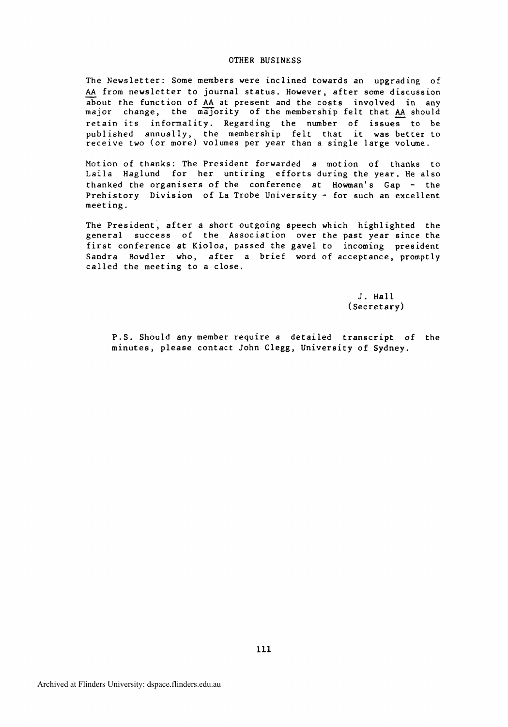## OTHER BUSINESS

The Newsletter: Some members were inclined towards an upgrading of AA from newsletter to journal status. However, after some discussion about the function of AA at present and the costs involved in any major change, the majority of the membership felt that AA should retain its informality. Regarding the number of issues to be published annually, the membership felt that it was better to receive two (or more) volumes per year than a single large volume.

Motion of thanks: The President forwarded a motion of thanks to Laila Haglund for her untiring efforts during the year. He also thanked the organisers of the conference at Howman's Gap - the Prehistory Division of La Trobe University - for such an excellent meeting.

The President, after a short outgoing speech which highlighted the general success of the Association over the past year since the first conference at Kioloa, passed the gavel to incoming president Sandra Bowdler who, after a brief word of acceptance, promptly called the meeting to a close.

J. Hall
(Secretary)

P.S. Should any member require a detailed transcript of the minutes, please contact John Clegg, University of Sydney.

Archived at Flinders University: dspace.flinders.edu.au